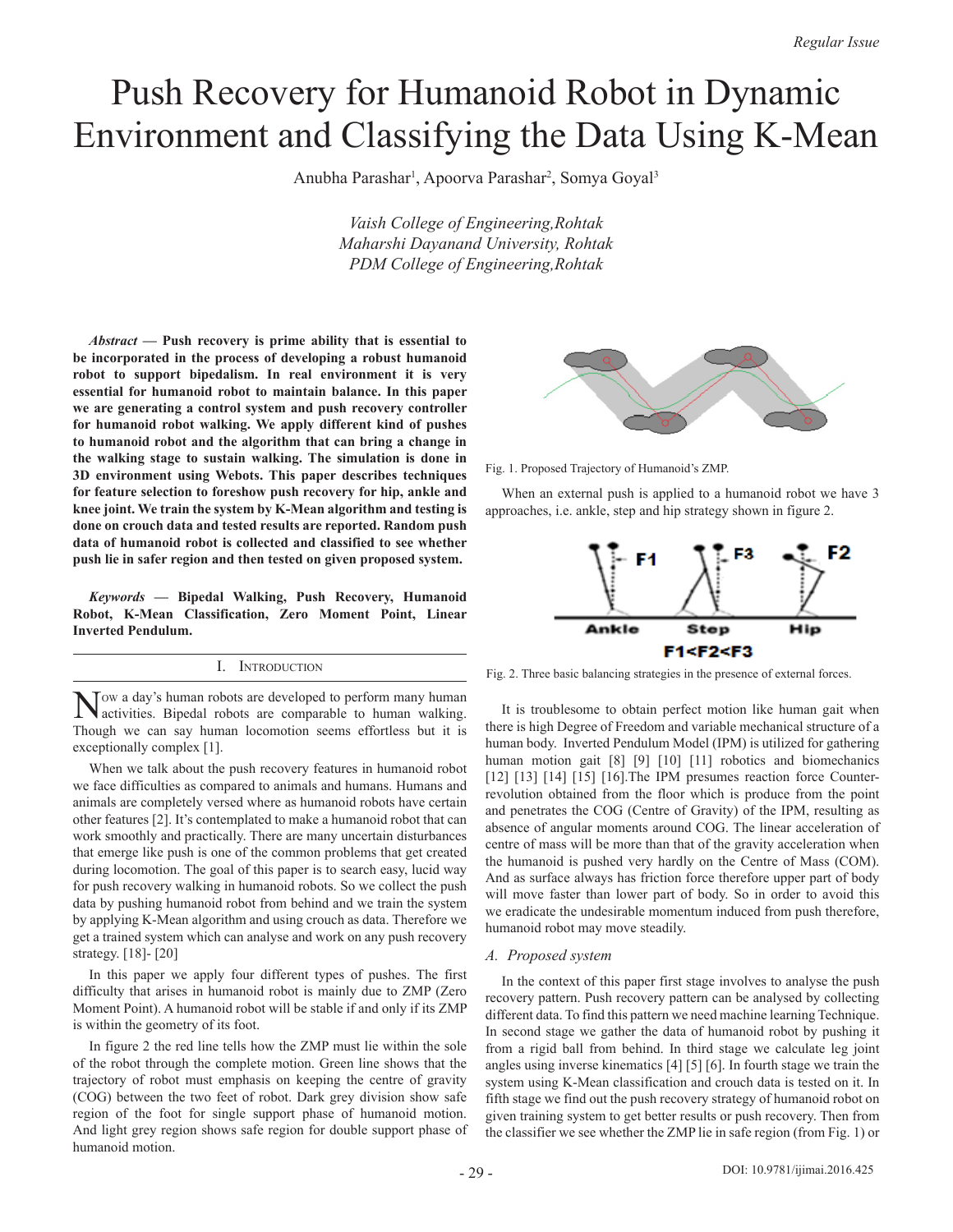# Push Recovery for Humanoid Robot in Dynamic Environment and Classifying the Data Using K-Mean

Anubha Parashar[1], Apoorva Parashar[2], Somya Goyal[3]

*Vaish College of Engineering,Rohtak*
*Maharshi Dayanand University, Rohtak*
*PDM College of Engineering,Rohtak*

***Abstract*** **— Push recovery is prime ability that is essential to be incorporated in the process of developing a robust humanoid robot to support bipedalism. In real environment it is very essential for humanoid robot to maintain balance. In this paper we are generating a control system and push recovery controller for humanoid robot walking. We apply different kind of pushes to humanoid robot and the algorithm that can bring a change in the walking stage to sustain walking. The simulation is done in 3D environment using Webots. This paper describes techniques for feature selection to foreshow push recovery for hip, ankle and knee joint. We train the system by K-Mean algorithm and testing is done on crouch data and tested results are reported. Random push data of humanoid robot is collected and classified to see whether push lie in safer region and then tested on given proposed system.**

***Keywords*** **— Bipedal Walking, Push Recovery, Humanoid Robot, K-Mean Classification, Zero Moment Point, Linear Inverted Pendulum.**

## I. Introduction

Now a day's human robots are developed to perform many human activities. Bipedal robots are comparable to human walking. Though we can say human locomotion seems effortless but it is exceptionally complex [1].

When we talk about the push recovery features in humanoid robot we face difficulties as compared to animals and humans. Humans and animals are completely versed where as humanoid robots have certain other features [2]. It's contemplated to make a humanoid robot that can work smoothly and practically. There are many uncertain disturbances that emerge like push is one of the common problems that get created during locomotion. The goal of this paper is to search easy, lucid way for push recovery walking in humanoid robots. So we collect the push data by pushing humanoid robot from behind and we train the system by applying K-Mean algorithm and using crouch as data. Therefore we get a trained system which can analyse and work on any push recovery strategy. [18]- [20]

In this paper we apply four different types of pushes. The first difficulty that arises in humanoid robot is mainly due to ZMP (Zero Moment Point). A humanoid robot will be stable if and only if its ZMP is within the geometry of its foot.

In figure 2 the red line tells how the ZMP must lie within the sole of the robot through the complete motion. Green line shows that the trajectory of robot must emphasis on keeping the centre of gravity (COG) between the two feet of robot. Dark grey division show safe region of the foot for single support phase of humanoid motion. And light grey region shows safe region for double support phase of humanoid motion.

Fig. 1. Proposed Trajectory of Humanoid's ZMP.

When an external push is applied to a humanoid robot we have 3 approaches, i.e. ankle, step and hip strategy shown in figure 2.

Fig. 2. Three basic balancing strategies in the presence of external forces.

It is troublesome to obtain perfect motion like human gait when there is high Degree of Freedom and variable mechanical structure of a human body. Inverted Pendulum Model (IPM) is utilized for gathering human motion gait [8] [9] [10] [11] robotics and biomechanics [12] [13] [14] [15] [16].The IPM presumes reaction force Counter-revolution obtained from the floor which is produce from the point and penetrates the COG (Centre of Gravity) of the IPM, resulting as absence of angular moments around COG. The linear acceleration of centre of mass will be more than that of the gravity acceleration when the humanoid is pushed very hardly on the Centre of Mass (COM). And as surface always has friction force therefore upper part of body will move faster than lower part of body. So in order to avoid this we eradicate the undesirable momentum induced from push therefore, humanoid robot may move steadily.

### A. Proposed system

In the context of this paper first stage involves to analyse the push recovery pattern. Push recovery pattern can be analysed by collecting different data. To find this pattern we need machine learning Technique. In second stage we gather the data of humanoid robot by pushing it from a rigid ball from behind. In third stage we calculate leg joint angles using inverse kinematics [4] [5] [6]. In fourth stage we train the system using K-Mean classification and crouch data is tested on it. In fifth stage we find out the push recovery strategy of humanoid robot on given training system to get better results or push recovery. Then from the classifier we see whether the ZMP lie in safe region (from Fig. 1) or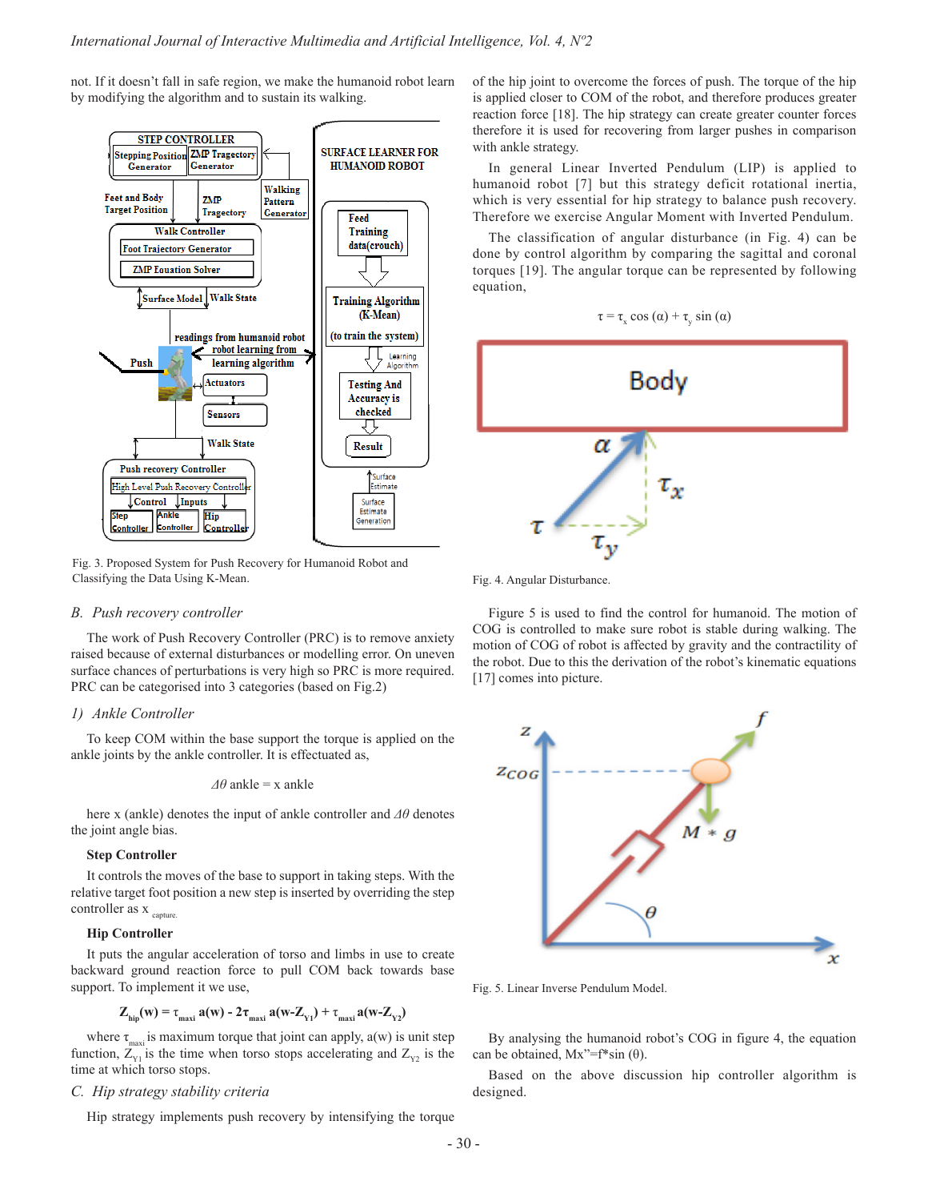not. If it doesn't fall in safe region, we make the humanoid robot learn by modifying the algorithm and to sustain its walking.

Fig. 3. Proposed System for Push Recovery for Humanoid Robot and Classifying the Data Using K-Mean.

### *B. Push recovery controller*

The work of Push Recovery Controller (PRC) is to remove anxiety raised because of external disturbances or modelling error. On uneven surface chances of perturbations is very high so PRC is more required. PRC can be categorised into 3 categories (based on Fig.2)

#### *1) Ankle Controller*

To keep COM within the base support the torque is applied on the ankle joints by the ankle controller. It is effectuated as,

$$\Delta\theta \text{ ankle} = x \text{ ankle}$$

here x (ankle) denotes the input of ankle controller and $\Delta\theta$ denotes the joint angle bias.

**Step Controller**

It controls the moves of the base to support in taking steps. With the relative target foot position a new step is inserted by overriding the step controller as $x_{capture}$.

**Hip Controller**

It puts the angular acceleration of torso and limbs in use to create backward ground reaction force to pull COM back towards base support. To implement it we use,

$$Z_{hip}(w) = \tau_{maxi}\, a(w) - 2\tau_{maxi}\, a(w-Z_{Y1}) + \tau_{maxi}\, a(w-Z_{Y2})$$

where $\tau_{maxi}$ is maximum torque that joint can apply, a(w) is unit step function, $Z_{Y1}$ is the time when torso stops accelerating and $Z_{Y2}$ is the time at which torso stops.

### *C. Hip strategy stability criteria*

Hip strategy implements push recovery by intensifying the torque of the hip joint to overcome the forces of push. The torque of the hip is applied closer to COM of the robot, and therefore produces greater reaction force [18]. The hip strategy can create greater counter forces therefore it is used for recovering from larger pushes in comparison with ankle strategy.

In general Linear Inverted Pendulum (LIP) is applied to humanoid robot [7] but this strategy deficit rotational inertia, which is very essential for hip strategy to balance push recovery. Therefore we exercise Angular Moment with Inverted Pendulum.

The classification of angular disturbance (in Fig. 4) can be done by control algorithm by comparing the sagittal and coronal torques [19]. The angular torque can be represented by following equation,

$$\tau = \tau_x \cos(\alpha) + \tau_y \sin(\alpha)$$

Fig. 4. Angular Disturbance.

Figure 5 is used to find the control for humanoid. The motion of COG is controlled to make sure robot is stable during walking. The motion of COG of robot is affected by gravity and the contractility of the robot. Due to this the derivation of the robot's kinematic equations [17] comes into picture.

Fig. 5. Linear Inverse Pendulum Model.

By analysing the humanoid robot's COG in figure 4, the equation can be obtained, $Mx'' = f^*\sin(\theta)$.

Based on the above discussion hip controller algorithm is designed.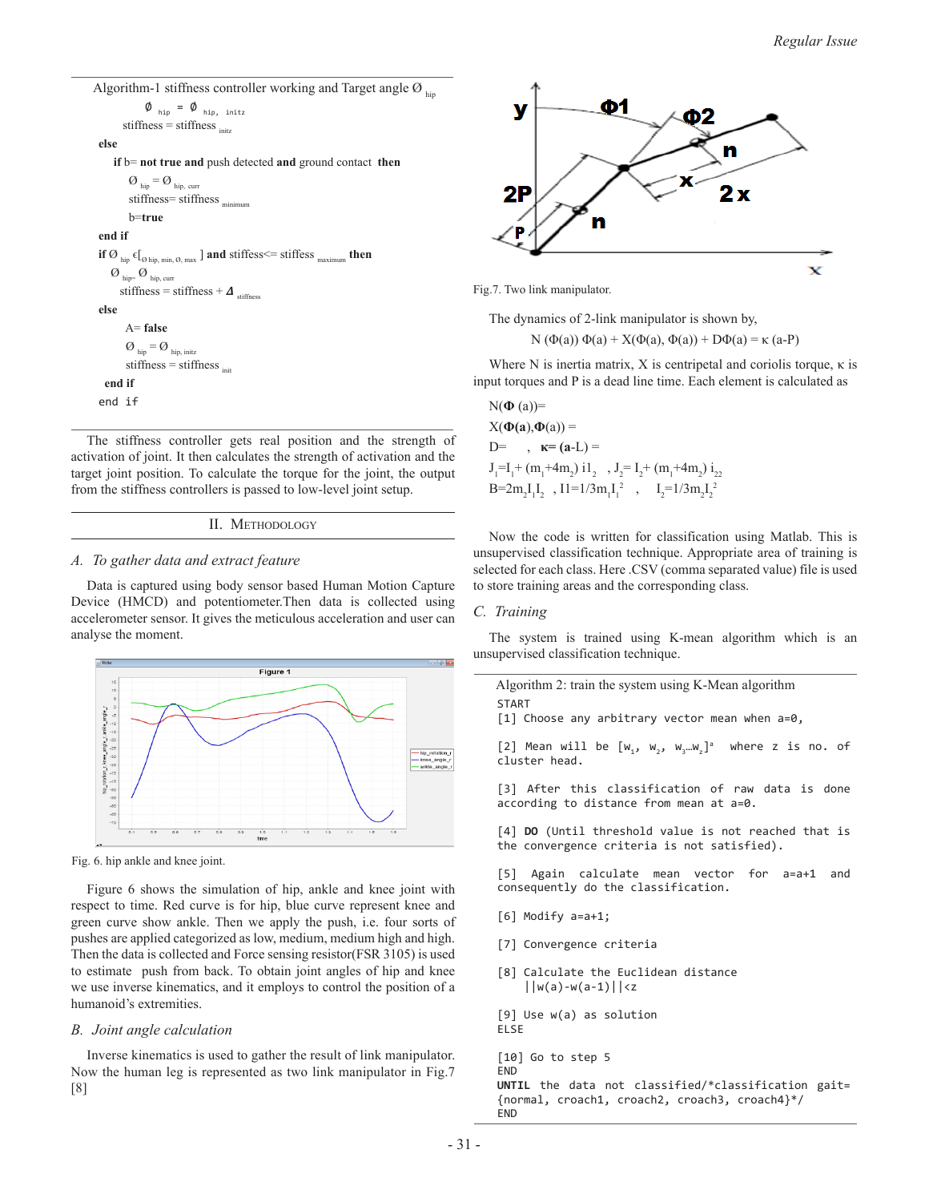Algorithm-1 stiffness controller working and Target angle $\emptyset_{hip}$

$\emptyset_{hip} = \emptyset_{hip,\ initz}$

stiffness = stiffness $_{initz}$

**else**

**if** b= **not true and** push detected **and** ground contact **then**

$\emptyset_{hip} = \emptyset_{hip,\ curr}$

stiffness= stiffness $_{minimum}$

b=**true**

**end if**

**if** $\emptyset_{hip} \in [_{\emptyset\ hip,\ min,\ \emptyset,\ max}]$ **and** stiffess<= stiffess $_{maximum}$ **then**

$\emptyset_{hip=}\ \emptyset_{hip,\ curr}$

stiffness = stiffness + $\Delta_{stiffness}$

**else**

A= **false**

$\emptyset_{hip} = \emptyset_{hip,\ initz}$

stiffness = stiffness $_{init}$

**end if**

end if

The stiffness controller gets real position and the strength of activation of joint. It then calculates the strength of activation and the target joint position. To calculate the torque for the joint, the output from the stiffness controllers is passed to low-level joint setup.

## II. Methodology

### A. To gather data and extract feature

Data is captured using body sensor based Human Motion Capture Device (HMCD) and potentiometer.Then data is collected using accelerometer sensor. It gives the meticulous acceleration and user can analyse the moment.

Fig. 6. hip ankle and knee joint.

Figure 6 shows the simulation of hip, ankle and knee joint with respect to time. Red curve is for hip, blue curve represent knee and green curve show ankle. Then we apply the push, i.e. four sorts of pushes are applied categorized as low, medium, medium high and high. Then the data is collected and Force sensing resistor(FSR 3105) is used to estimate push from back. To obtain joint angles of hip and knee we use inverse kinematics, and it employs to control the position of a humanoid's extremities.

### B. Joint angle calculation

Inverse kinematics is used to gather the result of link manipulator. Now the human leg is represented as two link manipulator in Fig.7 [8]

Fig.7. Two link manipulator.

The dynamics of 2-link manipulator is shown by,

$$N(\Phi(a))\,\Phi(a) + X(\Phi(a), \Phi(a)) + D\Phi(a) = \kappa\,(a\text{-}P)$$

Where N is inertia matrix, X is centripetal and coriolis torque, κ is input torques and P is a dead line time. Each element is calculated as

$N(\boldsymbol{\Phi}(a))=$

$X(\boldsymbol{\Phi}(\mathbf{a}),\boldsymbol{\Phi}(a)) =$

D= , **κ= (a**-L) =

$J_1 = I_1 + (m_1 + 4m_2)\, i1_2$ , $J_2 = I_2 + (m_1 + 4m_2)\, i_{22}$

$B = 2m_2 I_1 I_2$ , $I1 = 1/3 m_1 I_1^2$ , $I_2 = 1/3 m_2 I_2^2$

Now the code is written for classification using Matlab. This is unsupervised classification technique. Appropriate area of training is selected for each class. Here .CSV (comma separated value) file is used to store training areas and the corresponding class.

### C. Training

The system is trained using K-mean algorithm which is an unsupervised classification technique.

Algorithm 2: train the system using K-Mean algorithm

```
START
[1] Choose any arbitrary vector mean when a=0,

[2] Mean will be [w1, w2, w3…wz]a  where z is no. of cluster head.

[3] After this classification of raw data is done according to distance from mean at a=0.

[4] DO (Until threshold value is not reached that is the convergence criteria is not satisfied).

[5] Again calculate mean vector for a=a+1 and consequently do the classification.

[6] Modify a=a+1;

[7] Convergence criteria

[8] Calculate the Euclidean distance
    ||w(a)-w(a-1)||<z

[9] Use w(a) as solution
ELSE

[10] Go to step 5
END
UNTIL the data not classified/*classification gait={normal, croach1, croach2, croach3, croach4}*/
END
```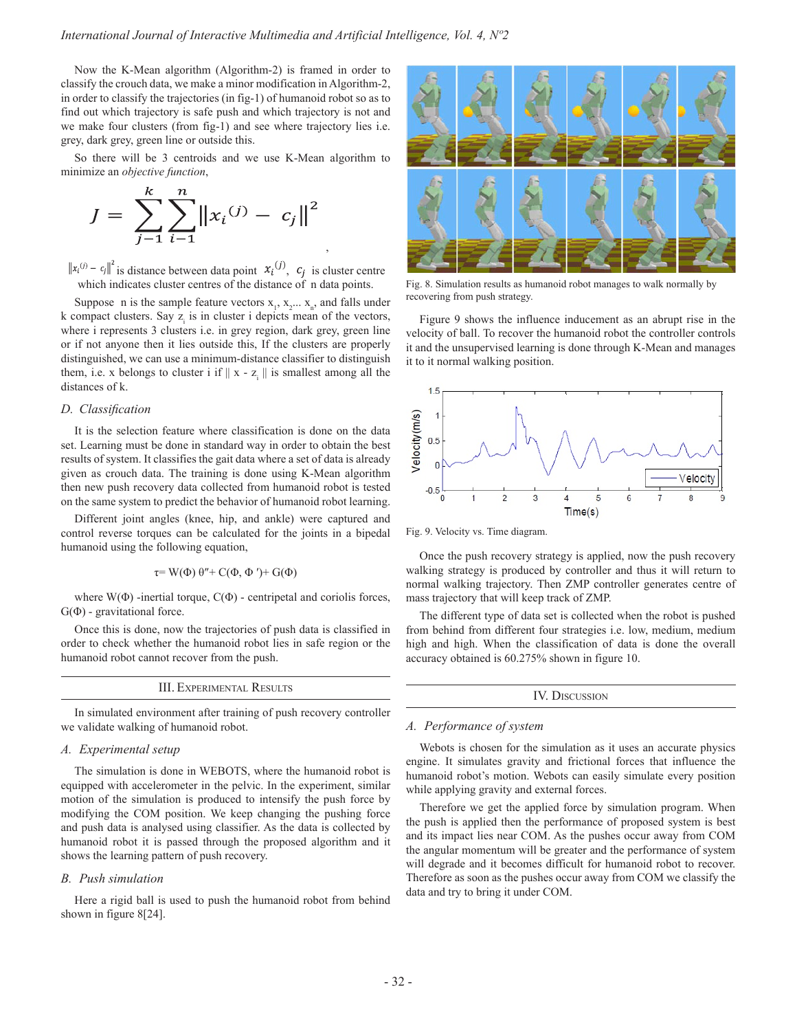Now the K-Mean algorithm (Algorithm-2) is framed in order to classify the crouch data, we make a minor modification in Algorithm-2, in order to classify the trajectories (in fig-1) of humanoid robot so as to find out which trajectory is safe push and which trajectory is not and we make four clusters (from fig-1) and see where trajectory lies i.e. grey, dark grey, green line or outside this.

So there will be 3 centroids and we use K-Mean algorithm to minimize an *objective function*,

$$J = \sum_{j-1}^{k} \sum_{i-1}^{n} \left\| x_i^{(j)} - c_j \right\|^2$$

$\left\| x_i^{(j)} - c_j \right\|^2$ is distance between data point $x_i^{(j)}$, $c_j$ is cluster centre which indicates cluster centres of the distance of n data points.

Suppose n is the sample feature vectors $x_1, x_2 ... x_n$, and falls under k compact clusters. Say $z_i$ is in cluster i depicts mean of the vectors, where i represents 3 clusters i.e. in grey region, dark grey, green line or if not anyone then it lies outside this, If the clusters are properly distinguished, we can use a minimum-distance classifier to distinguish them, i.e. x belongs to cluster i if $\| x - z_i \|$ is smallest among all the distances of k.

### *D. Classification*

It is the selection feature where classification is done on the data set. Learning must be done in standard way in order to obtain the best results of system. It classifies the gait data where a set of data is already given as crouch data. The training is done using K-Mean algorithm then new push recovery data collected from humanoid robot is tested on the same system to predict the behavior of humanoid robot learning.

Different joint angles (knee, hip, and ankle) were captured and control reverse torques can be calculated for the joints in a bipedal humanoid using the following equation,

$$\tau = W(\Phi)\, \theta'' + C(\Phi, \Phi') + G(\Phi)$$

where $W(\Phi)$ -inertial torque, $C(\Phi)$ - centripetal and coriolis forces, $G(\Phi)$ - gravitational force.

Once this is done, now the trajectories of push data is classified in order to check whether the humanoid robot lies in safe region or the humanoid robot cannot recover from the push.

## III. Experimental Results

In simulated environment after training of push recovery controller we validate walking of humanoid robot.

### *A. Experimental setup*

The simulation is done in WEBOTS, where the humanoid robot is equipped with accelerometer in the pelvic. In the experiment, similar motion of the simulation is produced to intensify the push force by modifying the COM position. We keep changing the pushing force and push data is analysed using classifier. As the data is collected by humanoid robot it is passed through the proposed algorithm and it shows the learning pattern of push recovery.

### *B. Push simulation*

Here a rigid ball is used to push the humanoid robot from behind shown in figure 8[24].

Fig. 8. Simulation results as humanoid robot manages to walk normally by recovering from push strategy.

Figure 9 shows the influence inducement as an abrupt rise in the velocity of ball. To recover the humanoid robot the controller controls it and the unsupervised learning is done through K-Mean and manages it to it normal walking position.

Fig. 9. Velocity vs. Time diagram.

Once the push recovery strategy is applied, now the push recovery walking strategy is produced by controller and thus it will return to normal walking trajectory. Then ZMP controller generates centre of mass trajectory that will keep track of ZMP.

The different type of data set is collected when the robot is pushed from behind from different four strategies i.e. low, medium, medium high and high. When the classification of data is done the overall accuracy obtained is 60.275% shown in figure 10.

## IV. Discussion

### *A. Performance of system*

Webots is chosen for the simulation as it uses an accurate physics engine. It simulates gravity and frictional forces that influence the humanoid robot's motion. Webots can easily simulate every position while applying gravity and external forces.

Therefore we get the applied force by simulation program. When the push is applied then the performance of proposed system is best and its impact lies near COM. As the pushes occur away from COM the angular momentum will be greater and the performance of system will degrade and it becomes difficult for humanoid robot to recover. Therefore as soon as the pushes occur away from COM we classify the data and try to bring it under COM.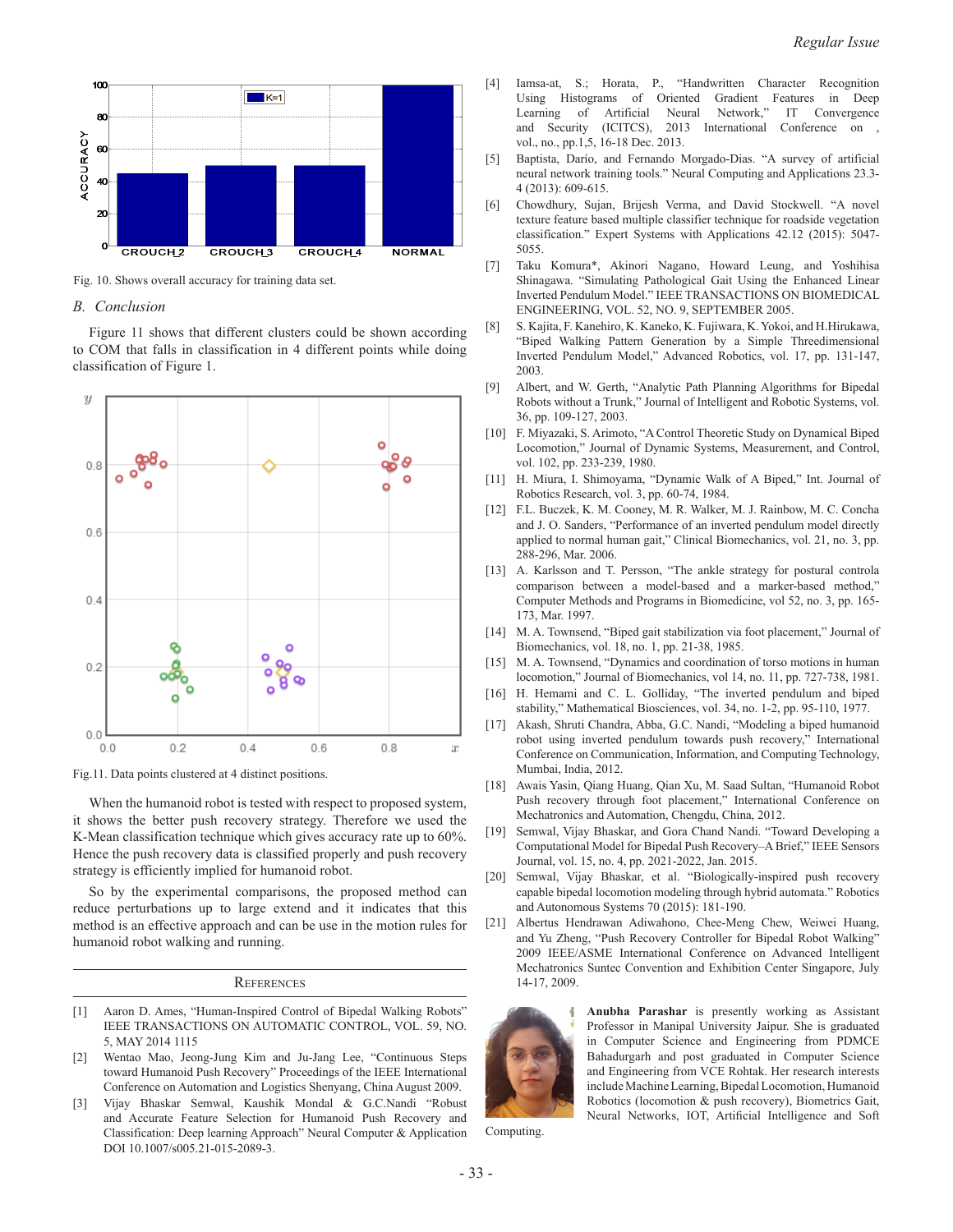Fig. 10. Shows overall accuracy for training data set.

## B. Conclusion

Figure 11 shows that different clusters could be shown according to COM that falls in classification in 4 different points while doing classification of Figure 1.

Fig.11. Data points clustered at 4 distinct positions.

When the humanoid robot is tested with respect to proposed system, it shows the better push recovery strategy. Therefore we used the K-Mean classification technique which gives accuracy rate up to 60%. Hence the push recovery data is classified properly and push recovery strategy is efficiently implied for humanoid robot.

So by the experimental comparisons, the proposed method can reduce perturbations up to large extend and it indicates that this method is an effective approach and can be use in the motion rules for humanoid robot walking and running.

## References

[1] Aaron D. Ames, "Human-Inspired Control of Bipedal Walking Robots" IEEE TRANSACTIONS ON AUTOMATIC CONTROL, VOL. 59, NO. 5, MAY 2014 1115

[2] Wentao Mao, Jeong-Jung Kim and Ju-Jang Lee, "Continuous Steps toward Humanoid Push Recovery" Proceedings of the IEEE International Conference on Automation and Logistics Shenyang, China August 2009.

[3] Vijay Bhaskar Semwal, Kaushik Mondal & G.C.Nandi "Robust and Accurate Feature Selection for Humanoid Push Recovery and Classification: Deep learning Approach" Neural Computer & Application DOI 10.1007/s005.21-015-2089-3.

[4] Iamsa-at, S.; Horata, P., "Handwritten Character Recognition Using Histograms of Oriented Gradient Features in Deep Learning of Artificial Neural Network," IT Convergence and Security (ICITCS), 2013 International Conference on , vol., no., pp.1,5, 16-18 Dec. 2013.

[5] Baptista, Dario, and Fernando Morgado-Dias. "A survey of artificial neural network training tools." Neural Computing and Applications 23.3-4 (2013): 609-615.

[6] Chowdhury, Sujan, Brijesh Verma, and David Stockwell. "A novel texture feature based multiple classifier technique for roadside vegetation classification." Expert Systems with Applications 42.12 (2015): 5047-5055.

[7] Taku Komura*, Akinori Nagano, Howard Leung, and Yoshihisa Shinagawa. "Simulating Pathological Gait Using the Enhanced Linear Inverted Pendulum Model." IEEE TRANSACTIONS ON BIOMEDICAL ENGINEERING, VOL. 52, NO. 9, SEPTEMBER 2005.

[8] S. Kajita, F. Kanehiro, K. Kaneko, K. Fujiwara, K. Yokoi, and H.Hirukawa, "Biped Walking Pattern Generation by a Simple Threedimensional Inverted Pendulum Model," Advanced Robotics, vol. 17, pp. 131-147, 2003.

[9] Albert, and W. Gerth, "Analytic Path Planning Algorithms for Bipedal Robots without a Trunk," Journal of Intelligent and Robotic Systems, vol. 36, pp. 109-127, 2003.

[10] F. Miyazaki, S. Arimoto, "A Control Theoretic Study on Dynamical Biped Locomotion," Journal of Dynamic Systems, Measurement, and Control, vol. 102, pp. 233-239, 1980.

[11] H. Miura, I. Shimoyama, "Dynamic Walk of A Biped," Int. Journal of Robotics Research, vol. 3, pp. 60-74, 1984.

[12] F.L. Buczek, K. M. Cooney, M. R. Walker, M. J. Rainbow, M. C. Concha and J. O. Sanders, "Performance of an inverted pendulum model directly applied to normal human gait," Clinical Biomechanics, vol. 21, no. 3, pp. 288-296, Mar. 2006.

[13] A. Karlsson and T. Persson, "The ankle strategy for postural controla comparison between a model-based and a marker-based method," Computer Methods and Programs in Biomedicine, vol 52, no. 3, pp. 165-173, Mar. 1997.

[14] M. A. Townsend, "Biped gait stabilization via foot placement," Journal of Biomechanics, vol. 18, no. 1, pp. 21-38, 1985.

[15] M. A. Townsend, "Dynamics and coordination of torso motions in human locomotion," Journal of Biomechanics, vol 14, no. 11, pp. 727-738, 1981.

[16] H. Hemami and C. L. Golliday, "The inverted pendulum and biped stability," Mathematical Biosciences, vol. 34, no. 1-2, pp. 95-110, 1977.

[17] Akash, Shruti Chandra, Abba, G.C. Nandi, "Modeling a biped humanoid robot using inverted pendulum towards push recovery," International Conference on Communication, Information, and Computing Technology, Mumbai, India, 2012.

[18] Awais Yasin, Qiang Huang, Qian Xu, M. Saad Sultan, "Humanoid Robot Push recovery through foot placement," International Conference on Mechatronics and Automation, Chengdu, China, 2012.

[19] Semwal, Vijay Bhaskar, and Gora Chand Nandi. "Toward Developing a Computational Model for Bipedal Push Recovery–A Brief," IEEE Sensors Journal, vol. 15, no. 4, pp. 2021-2022, Jan. 2015.

[20] Semwal, Vijay Bhaskar, et al. "Biologically-inspired push recovery capable bipedal locomotion modeling through hybrid automata." Robotics and Autonomous Systems 70 (2015): 181-190.

[21] Albertus Hendrawan Adiwahono, Chee-Meng Chew, Weiwei Huang, and Yu Zheng, "Push Recovery Controller for Bipedal Robot Walking" 2009 IEEE/ASME International Conference on Advanced Intelligent Mechatronics Suntec Convention and Exhibition Center Singapore, July 14-17, 2009.

**Anubha Parashar** is presently working as Assistant Professor in Manipal University Jaipur. She is graduated in Computer Science and Engineering from PDMCE Bahadurgarh and post graduated in Computer Science and Engineering from VCE Rohtak. Her research interests include Machine Learning, Bipedal Locomotion, Humanoid Robotics (locomotion & push recovery), Biometrics Gait, Neural Networks, IOT, Artificial Intelligence and Soft Computing.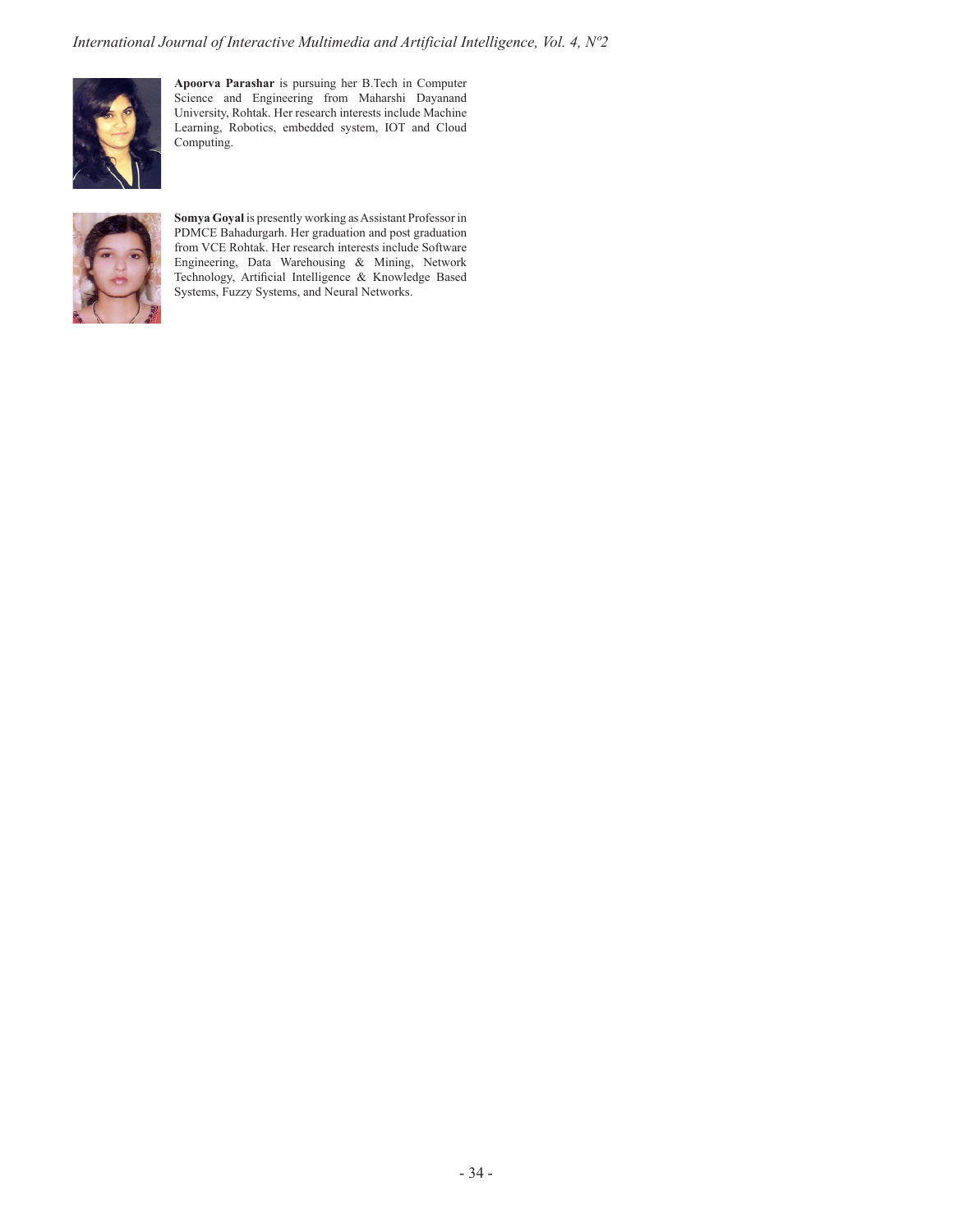**Apoorva Parashar** is pursuing her B.Tech in Computer Science and Engineering from Maharshi Dayanand University, Rohtak. Her research interests include Machine Learning, Robotics, embedded system, IOT and Cloud Computing.

**Somya Goyal** is presently working as Assistant Professor in PDMCE Bahadurgarh. Her graduation and post graduation from VCE Rohtak. Her research interests include Software Engineering, Data Warehousing & Mining, Network Technology, Artificial Intelligence & Knowledge Based Systems, Fuzzy Systems, and Neural Networks.